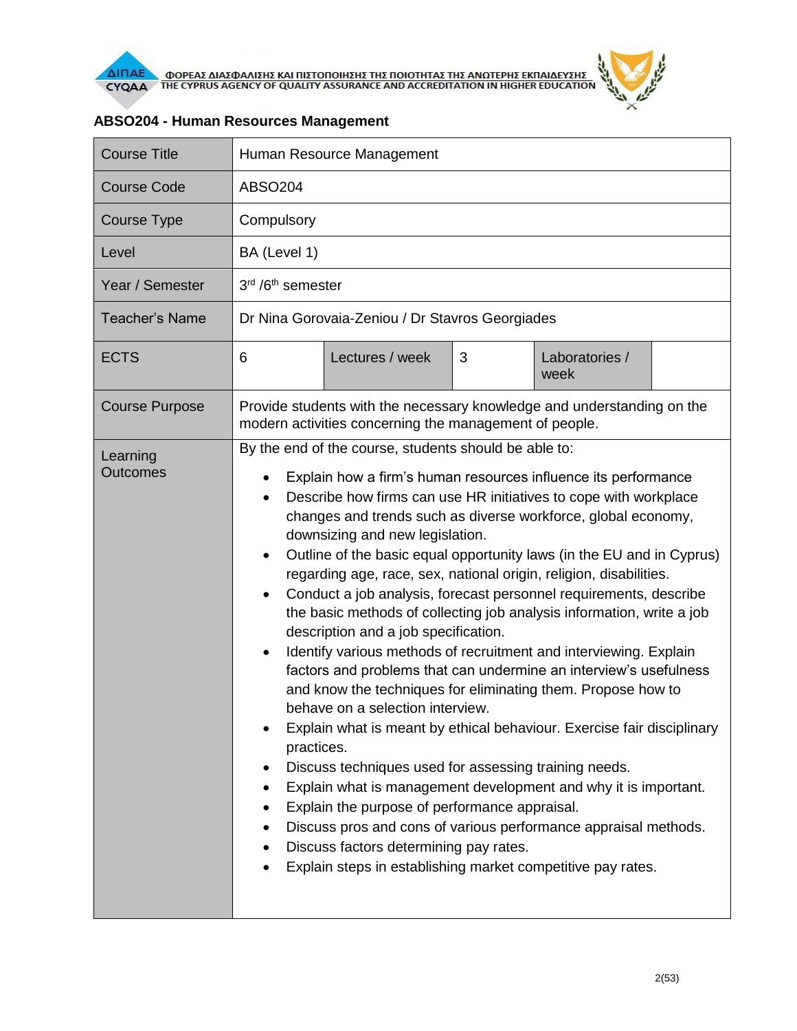## ABSO204 - Human Resources Management

| Course Title | Human Resource Management | | | | |
|---|---|---|---|---|---|
| Course Code | ABSO204 | | | | |
| Course Type | Compulsory | | | | |
| Level | BA (Level 1) | | | | |
| Year / Semester | 3rd /6th semester | | | | |
| Teacher's Name | Dr Nina Gorovaia-Zeniou / Dr Stavros Georgiades | | | | |
| ECTS | 6 | Lectures / week | 3 | Laboratories / week | |
| Course Purpose | Provide students with the necessary knowledge and understanding on the modern activities concerning the management of people. | | | | |
| Learning Outcomes | By the end of the course, students should be able to:<br>• Explain how a firm's human resources influence its performance<br>• Describe how firms can use HR initiatives to cope with workplace changes and trends such as diverse workforce, global economy, downsizing and new legislation.<br>• Outline of the basic equal opportunity laws (in the EU and in Cyprus) regarding age, race, sex, national origin, religion, disabilities.<br>• Conduct a job analysis, forecast personnel requirements, describe the basic methods of collecting job analysis information, write a job description and a job specification.<br>• Identify various methods of recruitment and interviewing. Explain factors and problems that can undermine an interview's usefulness and know the techniques for eliminating them. Propose how to behave on a selection interview.<br>• Explain what is meant by ethical behaviour. Exercise fair disciplinary practices.<br>• Discuss techniques used for assessing training needs.<br>• Explain what is management development and why it is important.<br>• Explain the purpose of performance appraisal.<br>• Discuss pros and cons of various performance appraisal methods.<br>• Discuss factors determining pay rates.<br>• Explain steps in establishing market competitive pay rates. | | | | |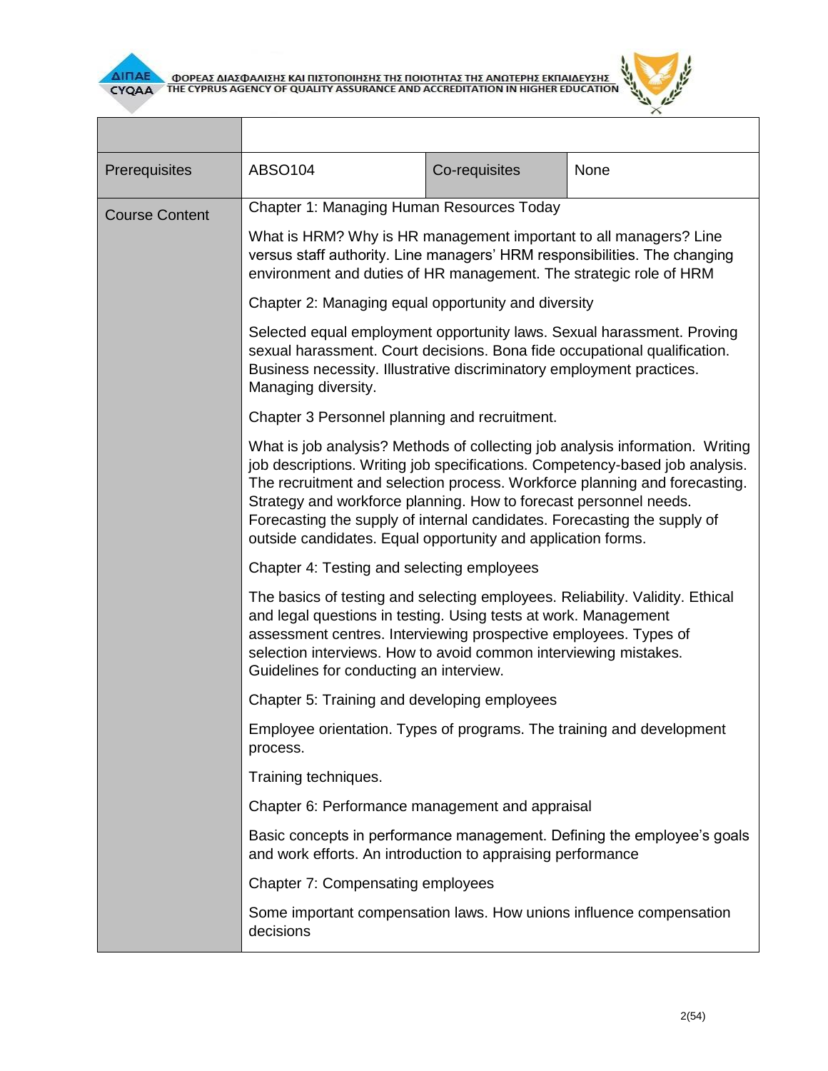| | | | |
|---|---|---|---|
| Prerequisites | ABSO104 | Co-requisites | None |
| Course Content | Chapter 1: Managing Human Resources Today<br><br>What is HRM? Why is HR management important to all managers? Line versus staff authority. Line managers' HRM responsibilities. The changing environment and duties of HR management. The strategic role of HRM<br><br>Chapter 2: Managing equal opportunity and diversity<br><br>Selected equal employment opportunity laws. Sexual harassment. Proving sexual harassment. Court decisions. Bona fide occupational qualification. Business necessity. Illustrative discriminatory employment practices. Managing diversity.<br><br>Chapter 3 Personnel planning and recruitment.<br><br>What is job analysis? Methods of collecting job analysis information. Writing job descriptions. Writing job specifications. Competency-based job analysis. The recruitment and selection process. Workforce planning and forecasting. Strategy and workforce planning. How to forecast personnel needs. Forecasting the supply of internal candidates. Forecasting the supply of outside candidates. Equal opportunity and application forms.<br><br>Chapter 4: Testing and selecting employees<br><br>The basics of testing and selecting employees. Reliability. Validity. Ethical and legal questions in testing. Using tests at work. Management assessment centres. Interviewing prospective employees. Types of selection interviews. How to avoid common interviewing mistakes. Guidelines for conducting an interview.<br><br>Chapter 5: Training and developing employees<br><br>Employee orientation. Types of programs. The training and development process.<br><br>Training techniques.<br><br>Chapter 6: Performance management and appraisal<br><br>Basic concepts in performance management. Defining the employee's goals and work efforts. An introduction to appraising performance<br><br>Chapter 7: Compensating employees<br><br>Some important compensation laws. How unions influence compensation decisions | | |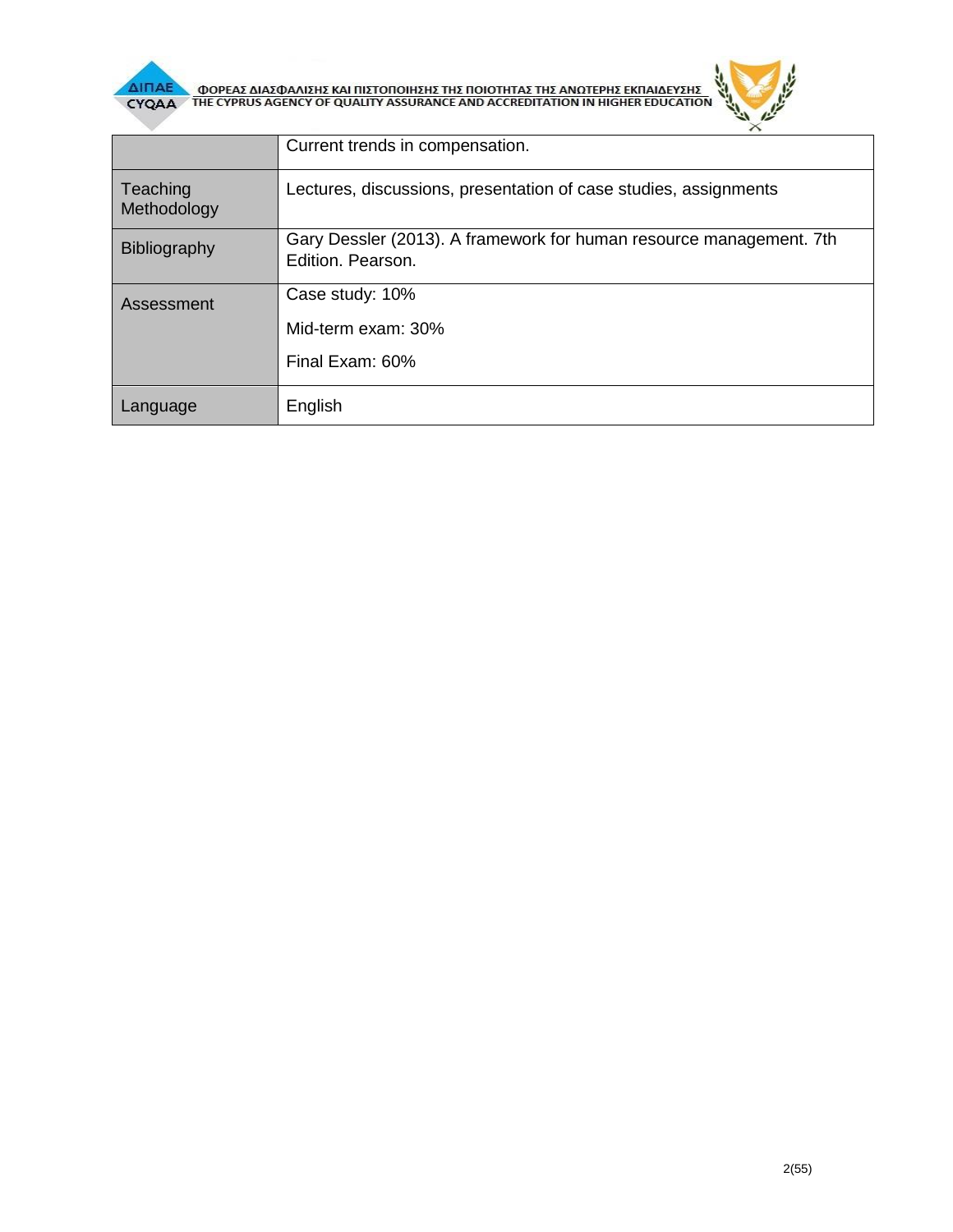| | |
|---|---|
| | Current trends in compensation. |
| Teaching Methodology | Lectures, discussions, presentation of case studies, assignments |
| Bibliography | Gary Dessler (2013). A framework for human resource management. 7th Edition. Pearson. |
| Assessment | Case study: 10%<br>Mid-term exam: 30%<br>Final Exam: 60% |
| Language | English |